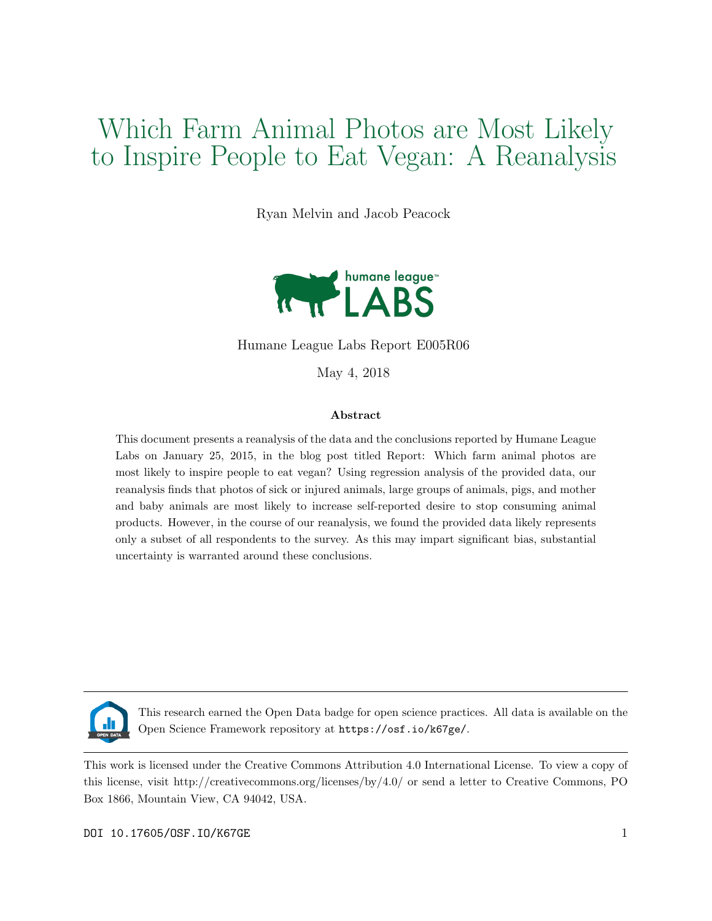# Which Farm Animal Photos are Most Likely to Inspire People to Eat Vegan: A Reanalysis

Ryan Melvin and Jacob Peacock

humane league LABS

Humane League Labs Report E005R06

May 4, 2018

**Abstract**

This document presents a reanalysis of the data and the conclusions reported by Humane League Labs on January 25, 2015, in the blog post titled Report: Which farm animal photos are most likely to inspire people to eat vegan? Using regression analysis of the provided data, our reanalysis finds that photos of sick or injured animals, large groups of animals, pigs, and mother and baby animals are most likely to increase self-reported desire to stop consuming animal products. However, in the course of our reanalysis, we found the provided data likely represents only a subset of all respondents to the survey. As this may impart significant bias, substantial uncertainty is warranted around these conclusions.

---

OPEN DATA

This research earned the Open Data badge for open science practices. All data is available on the Open Science Framework repository at `https://osf.io/k67ge/`.

---

This work is licensed under the Creative Commons Attribution 4.0 International License. To view a copy of this license, visit http://creativecommons.org/licenses/by/4.0/ or send a letter to Creative Commons, PO Box 1866, Mountain View, CA 94042, USA.

DOI 10.17605/OSF.IO/K67GE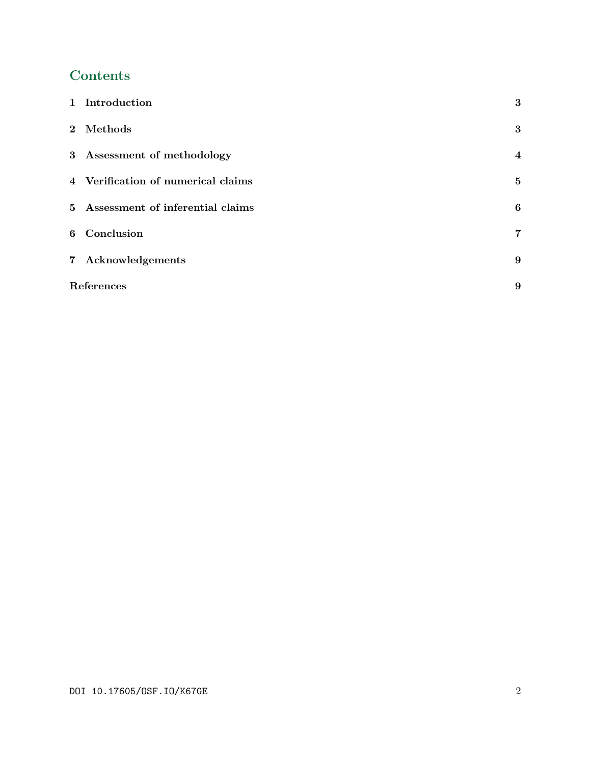## Contents

| | |
|---|---|
| **1 Introduction** | **3** |
| **2 Methods** | **3** |
| **3 Assessment of methodology** | **4** |
| **4 Verification of numerical claims** | **5** |
| **5 Assessment of inferential claims** | **6** |
| **6 Conclusion** | **7** |
| **7 Acknowledgements** | **9** |
| **References** | **9** |

DOI 10.17605/OSF.IO/K67GE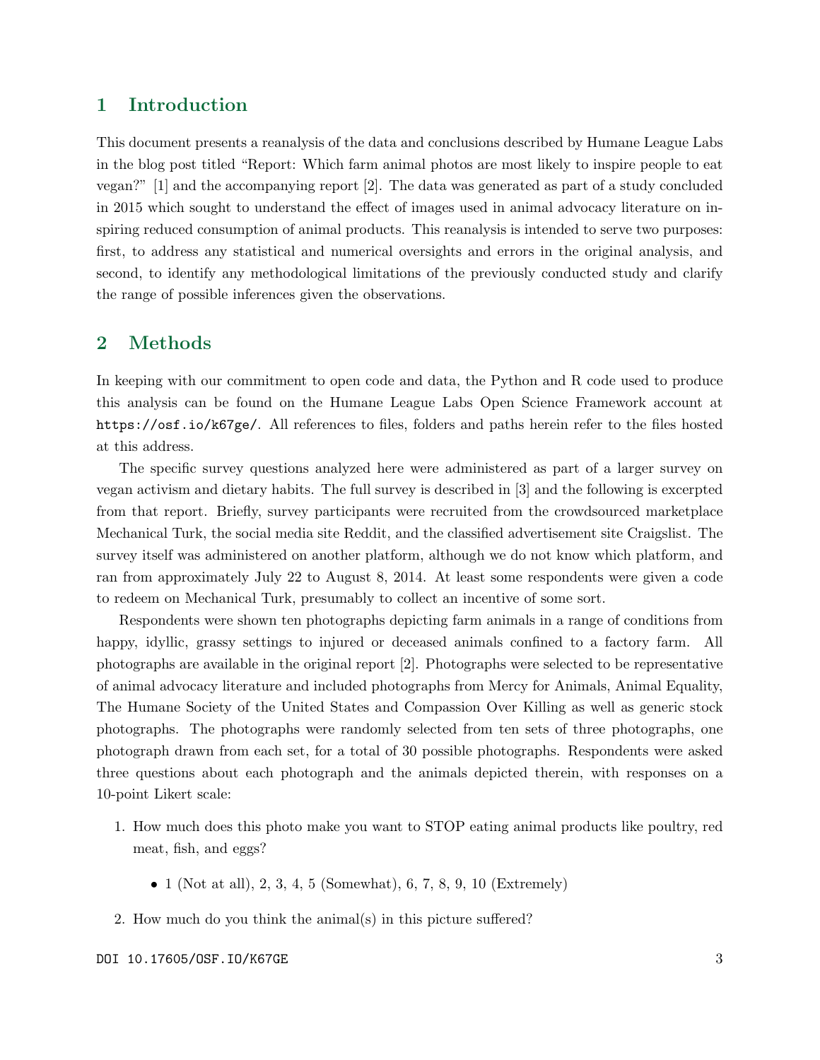## 1 Introduction

This document presents a reanalysis of the data and conclusions described by Humane League Labs in the blog post titled "Report: Which farm animal photos are most likely to inspire people to eat vegan?" [1] and the accompanying report [2]. The data was generated as part of a study concluded in 2015 which sought to understand the effect of images used in animal advocacy literature on inspiring reduced consumption of animal products. This reanalysis is intended to serve two purposes: first, to address any statistical and numerical oversights and errors in the original analysis, and second, to identify any methodological limitations of the previously conducted study and clarify the range of possible inferences given the observations.

## 2 Methods

In keeping with our commitment to open code and data, the Python and R code used to produce this analysis can be found on the Humane League Labs Open Science Framework account at `https://osf.io/k67ge/`. All references to files, folders and paths herein refer to the files hosted at this address.

The specific survey questions analyzed here were administered as part of a larger survey on vegan activism and dietary habits. The full survey is described in [3] and the following is excerpted from that report. Briefly, survey participants were recruited from the crowdsourced marketplace Mechanical Turk, the social media site Reddit, and the classified advertisement site Craigslist. The survey itself was administered on another platform, although we do not know which platform, and ran from approximately July 22 to August 8, 2014. At least some respondents were given a code to redeem on Mechanical Turk, presumably to collect an incentive of some sort.

Respondents were shown ten photographs depicting farm animals in a range of conditions from happy, idyllic, grassy settings to injured or deceased animals confined to a factory farm. All photographs are available in the original report [2]. Photographs were selected to be representative of animal advocacy literature and included photographs from Mercy for Animals, Animal Equality, The Humane Society of the United States and Compassion Over Killing as well as generic stock photographs. The photographs were randomly selected from ten sets of three photographs, one photograph drawn from each set, for a total of 30 possible photographs. Respondents were asked three questions about each photograph and the animals depicted therein, with responses on a 10-point Likert scale:

1. How much does this photo make you want to STOP eating animal products like poultry, red meat, fish, and eggs?
   - 1 (Not at all), 2, 3, 4, 5 (Somewhat), 6, 7, 8, 9, 10 (Extremely)
2. How much do you think the animal(s) in this picture suffered?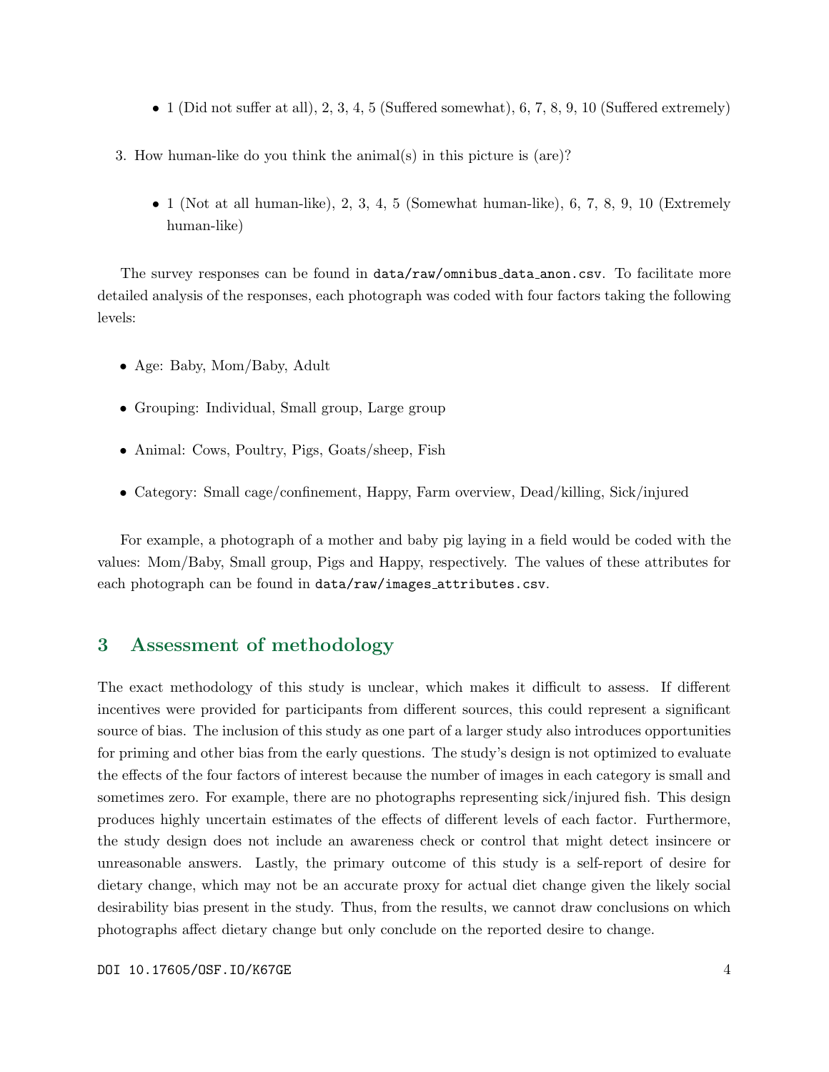- 1 (Did not suffer at all), 2, 3, 4, 5 (Suffered somewhat), 6, 7, 8, 9, 10 (Suffered extremely)

3. How human-like do you think the animal(s) in this picture is (are)?

   - 1 (Not at all human-like), 2, 3, 4, 5 (Somewhat human-like), 6, 7, 8, 9, 10 (Extremely human-like)

The survey responses can be found in `data/raw/omnibus_data_anon.csv`. To facilitate more detailed analysis of the responses, each photograph was coded with four factors taking the following levels:

- Age: Baby, Mom/Baby, Adult
- Grouping: Individual, Small group, Large group
- Animal: Cows, Poultry, Pigs, Goats/sheep, Fish
- Category: Small cage/confinement, Happy, Farm overview, Dead/killing, Sick/injured

For example, a photograph of a mother and baby pig laying in a field would be coded with the values: Mom/Baby, Small group, Pigs and Happy, respectively. The values of these attributes for each photograph can be found in `data/raw/images_attributes.csv`.

## 3 Assessment of methodology

The exact methodology of this study is unclear, which makes it difficult to assess. If different incentives were provided for participants from different sources, this could represent a significant source of bias. The inclusion of this study as one part of a larger study also introduces opportunities for priming and other bias from the early questions. The study's design is not optimized to evaluate the effects of the four factors of interest because the number of images in each category is small and sometimes zero. For example, there are no photographs representing sick/injured fish. This design produces highly uncertain estimates of the effects of different levels of each factor. Furthermore, the study design does not include an awareness check or control that might detect insincere or unreasonable answers. Lastly, the primary outcome of this study is a self-report of desire for dietary change, which may not be an accurate proxy for actual diet change given the likely social desirability bias present in the study. Thus, from the results, we cannot draw conclusions on which photographs affect dietary change but only conclude on the reported desire to change.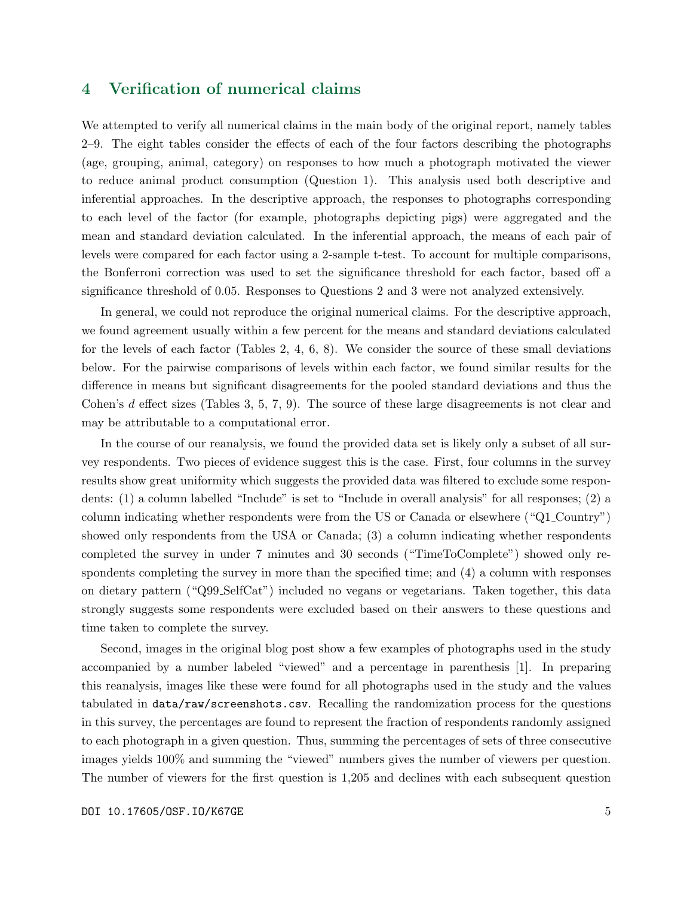## 4 Verification of numerical claims

We attempted to verify all numerical claims in the main body of the original report, namely tables 2–9. The eight tables consider the effects of each of the four factors describing the photographs (age, grouping, animal, category) on responses to how much a photograph motivated the viewer to reduce animal product consumption (Question 1). This analysis used both descriptive and inferential approaches. In the descriptive approach, the responses to photographs corresponding to each level of the factor (for example, photographs depicting pigs) were aggregated and the mean and standard deviation calculated. In the inferential approach, the means of each pair of levels were compared for each factor using a 2-sample t-test. To account for multiple comparisons, the Bonferroni correction was used to set the significance threshold for each factor, based off a significance threshold of 0.05. Responses to Questions 2 and 3 were not analyzed extensively.

In general, we could not reproduce the original numerical claims. For the descriptive approach, we found agreement usually within a few percent for the means and standard deviations calculated for the levels of each factor (Tables 2, 4, 6, 8). We consider the source of these small deviations below. For the pairwise comparisons of levels within each factor, we found similar results for the difference in means but significant disagreements for the pooled standard deviations and thus the Cohen's $d$ effect sizes (Tables 3, 5, 7, 9). The source of these large disagreements is not clear and may be attributable to a computational error.

In the course of our reanalysis, we found the provided data set is likely only a subset of all survey respondents. Two pieces of evidence suggest this is the case. First, four columns in the survey results show great uniformity which suggests the provided data was filtered to exclude some respondents: (1) a column labelled "Include" is set to "Include in overall analysis" for all responses; (2) a column indicating whether respondents were from the US or Canada or elsewhere ("Q1_Country") showed only respondents from the USA or Canada; (3) a column indicating whether respondents completed the survey in under 7 minutes and 30 seconds ("TimeToComplete") showed only respondents completing the survey in more than the specified time; and (4) a column with responses on dietary pattern ("Q99_SelfCat") included no vegans or vegetarians. Taken together, this data strongly suggests some respondents were excluded based on their answers to these questions and time taken to complete the survey.

Second, images in the original blog post show a few examples of photographs used in the study accompanied by a number labeled "viewed" and a percentage in parenthesis [1]. In preparing this reanalysis, images like these were found for all photographs used in the study and the values tabulated in `data/raw/screenshots.csv`. Recalling the randomization process for the questions in this survey, the percentages are found to represent the fraction of respondents randomly assigned to each photograph in a given question. Thus, summing the percentages of sets of three consecutive images yields 100% and summing the "viewed" numbers gives the number of viewers per question. The number of viewers for the first question is 1,205 and declines with each subsequent question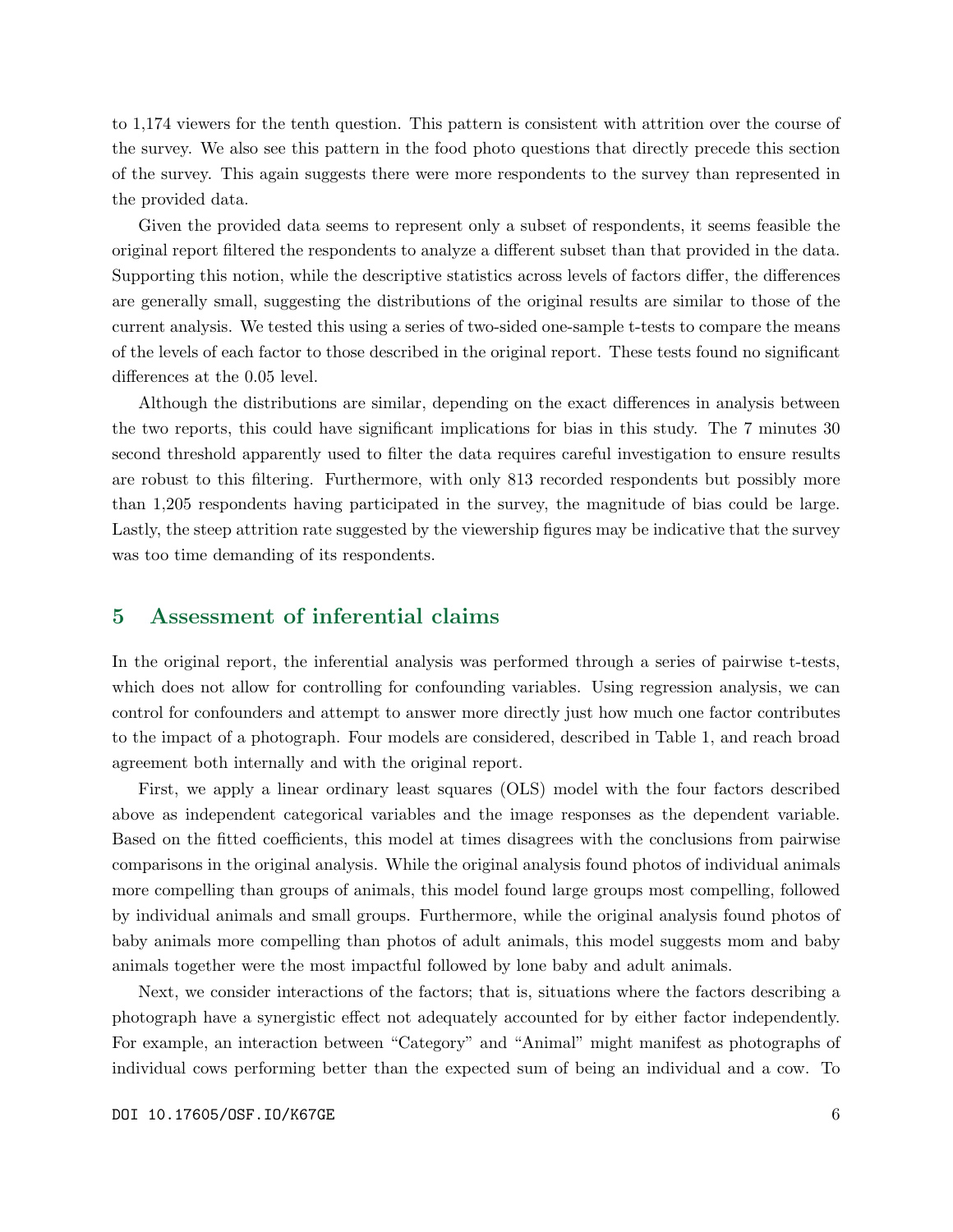to 1,174 viewers for the tenth question. This pattern is consistent with attrition over the course of the survey. We also see this pattern in the food photo questions that directly precede this section of the survey. This again suggests there were more respondents to the survey than represented in the provided data.

Given the provided data seems to represent only a subset of respondents, it seems feasible the original report filtered the respondents to analyze a different subset than that provided in the data. Supporting this notion, while the descriptive statistics across levels of factors differ, the differences are generally small, suggesting the distributions of the original results are similar to those of the current analysis. We tested this using a series of two-sided one-sample t-tests to compare the means of the levels of each factor to those described in the original report. These tests found no significant differences at the 0.05 level.

Although the distributions are similar, depending on the exact differences in analysis between the two reports, this could have significant implications for bias in this study. The 7 minutes 30 second threshold apparently used to filter the data requires careful investigation to ensure results are robust to this filtering. Furthermore, with only 813 recorded respondents but possibly more than 1,205 respondents having participated in the survey, the magnitude of bias could be large. Lastly, the steep attrition rate suggested by the viewership figures may be indicative that the survey was too time demanding of its respondents.

## 5 Assessment of inferential claims

In the original report, the inferential analysis was performed through a series of pairwise t-tests, which does not allow for controlling for confounding variables. Using regression analysis, we can control for confounders and attempt to answer more directly just how much one factor contributes to the impact of a photograph. Four models are considered, described in Table 1, and reach broad agreement both internally and with the original report.

First, we apply a linear ordinary least squares (OLS) model with the four factors described above as independent categorical variables and the image responses as the dependent variable. Based on the fitted coefficients, this model at times disagrees with the conclusions from pairwise comparisons in the original analysis. While the original analysis found photos of individual animals more compelling than groups of animals, this model found large groups most compelling, followed by individual animals and small groups. Furthermore, while the original analysis found photos of baby animals more compelling than photos of adult animals, this model suggests mom and baby animals together were the most impactful followed by lone baby and adult animals.

Next, we consider interactions of the factors; that is, situations where the factors describing a photograph have a synergistic effect not adequately accounted for by either factor independently. For example, an interaction between "Category" and "Animal" might manifest as photographs of individual cows performing better than the expected sum of being an individual and a cow. To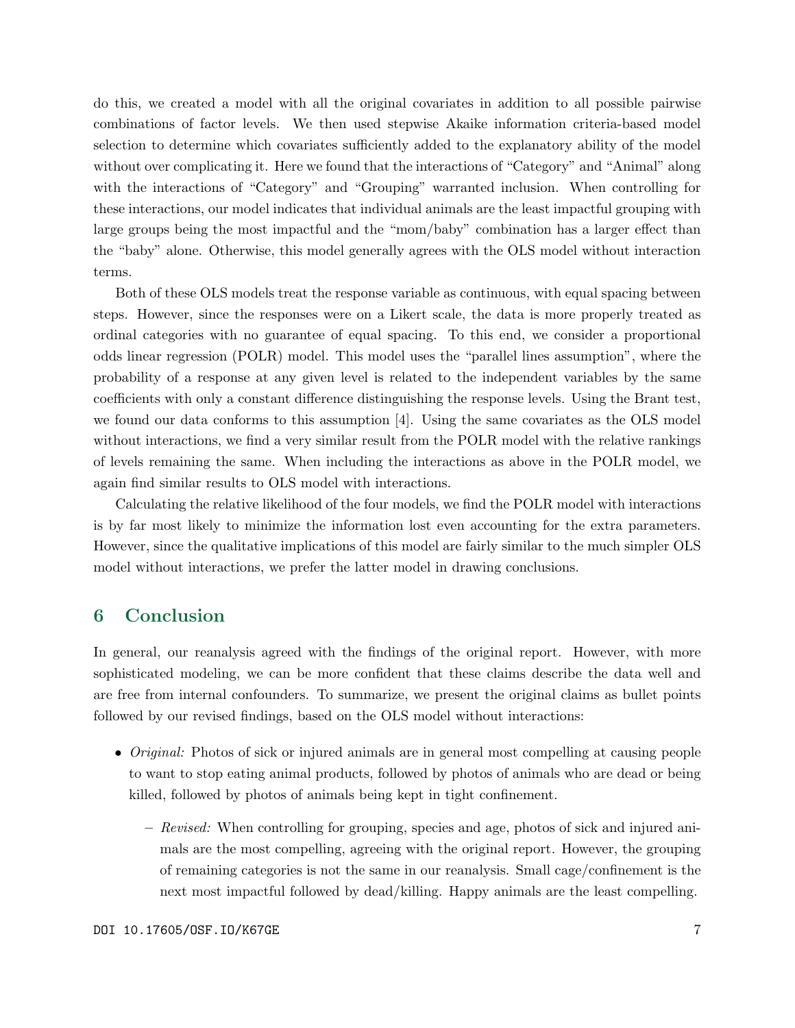do this, we created a model with all the original covariates in addition to all possible pairwise combinations of factor levels. We then used stepwise Akaike information criteria-based model selection to determine which covariates sufficiently added to the explanatory ability of the model without over complicating it. Here we found that the interactions of "Category" and "Animal" along with the interactions of "Category" and "Grouping" warranted inclusion. When controlling for these interactions, our model indicates that individual animals are the least impactful grouping with large groups being the most impactful and the "mom/baby" combination has a larger effect than the "baby" alone. Otherwise, this model generally agrees with the OLS model without interaction terms.

Both of these OLS models treat the response variable as continuous, with equal spacing between steps. However, since the responses were on a Likert scale, the data is more properly treated as ordinal categories with no guarantee of equal spacing. To this end, we consider a proportional odds linear regression (POLR) model. This model uses the "parallel lines assumption", where the probability of a response at any given level is related to the independent variables by the same coefficients with only a constant difference distinguishing the response levels. Using the Brant test, we found our data conforms to this assumption [4]. Using the same covariates as the OLS model without interactions, we find a very similar result from the POLR model with the relative rankings of levels remaining the same. When including the interactions as above in the POLR model, we again find similar results to OLS model with interactions.

Calculating the relative likelihood of the four models, we find the POLR model with interactions is by far most likely to minimize the information lost even accounting for the extra parameters. However, since the qualitative implications of this model are fairly similar to the much simpler OLS model without interactions, we prefer the latter model in drawing conclusions.

## 6 Conclusion

In general, our reanalysis agreed with the findings of the original report. However, with more sophisticated modeling, we can be more confident that these claims describe the data well and are free from internal confounders. To summarize, we present the original claims as bullet points followed by our revised findings, based on the OLS model without interactions:

- *Original:* Photos of sick or injured animals are in general most compelling at causing people to want to stop eating animal products, followed by photos of animals who are dead or being killed, followed by photos of animals being kept in tight confinement.
  - *Revised:* When controlling for grouping, species and age, photos of sick and injured animals are the most compelling, agreeing with the original report. However, the grouping of remaining categories is not the same in our reanalysis. Small cage/confinement is the next most impactful followed by dead/killing. Happy animals are the least compelling.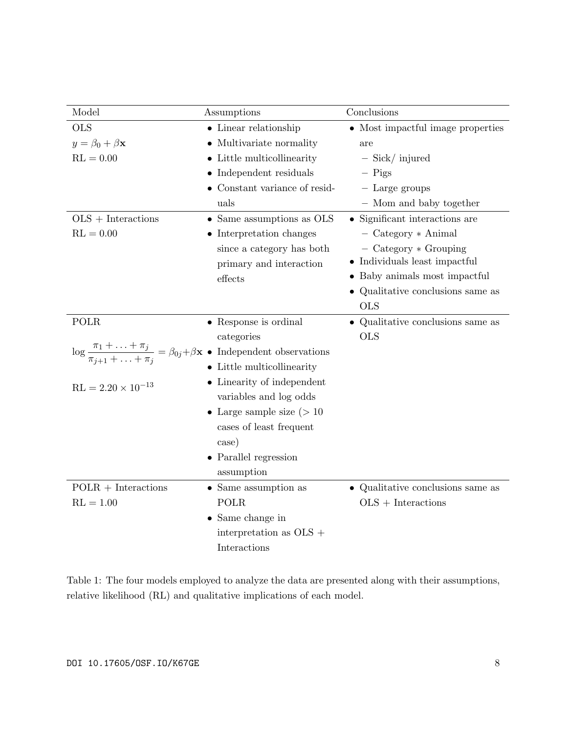| Model | Assumptions | Conclusions |
|---|---|---|
| OLS<br>$y = \beta_0 + \beta\mathbf{x}$<br>RL = 0.00 | • Linear relationship<br>• Multivariate normality<br>• Little multicollinearity<br>• Independent residuals<br>• Constant variance of residuals | • Most impactful image properties are<br>– Sick/ injured<br>– Pigs<br>– Large groups<br>– Mom and baby together |
| OLS + Interactions<br>RL = 0.00 | • Same assumptions as OLS<br>• Interpretation changes since a category has both primary and interaction effects | • Significant interactions are<br>– Category ∗ Animal<br>– Category ∗ Grouping<br>• Individuals least impactful<br>• Baby animals most impactful<br>• Qualitative conclusions same as OLS |
| POLR<br>$\log \frac{\pi_1 + \ldots + \pi_j}{\pi_{j+1} + \ldots + \pi_j} = \beta_{0j} + \beta\mathbf{x}$<br>RL = $2.20 \times 10^{-13}$ | • Response is ordinal categories<br>• Independent observations<br>• Little multicollinearity<br>• Linearity of independent variables and log odds<br>• Large sample size (> 10 cases of least frequent case)<br>• Parallel regression assumption | • Qualitative conclusions same as OLS |
| POLR + Interactions<br>RL = 1.00 | • Same assumption as POLR<br>• Same change in interpretation as OLS + Interactions | • Qualitative conclusions same as OLS + Interactions |

Table 1: The four models employed to analyze the data are presented along with their assumptions, relative likelihood (RL) and qualitative implications of each model.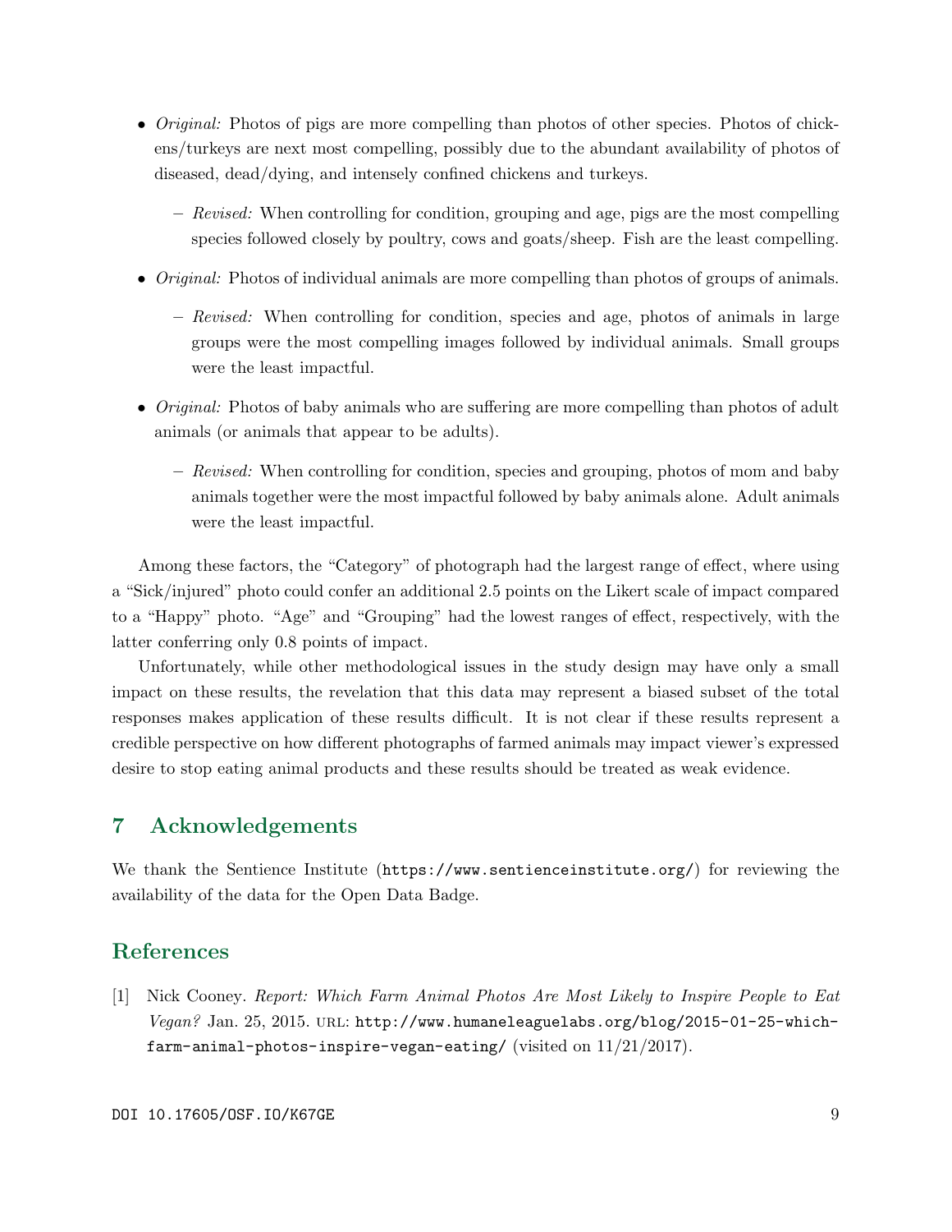- *Original:* Photos of pigs are more compelling than photos of other species. Photos of chickens/turkeys are next most compelling, possibly due to the abundant availability of photos of diseased, dead/dying, and intensely confined chickens and turkeys.
  - *Revised:* When controlling for condition, grouping and age, pigs are the most compelling species followed closely by poultry, cows and goats/sheep. Fish are the least compelling.
- *Original:* Photos of individual animals are more compelling than photos of groups of animals.
  - *Revised:* When controlling for condition, species and age, photos of animals in large groups were the most compelling images followed by individual animals. Small groups were the least impactful.
- *Original:* Photos of baby animals who are suffering are more compelling than photos of adult animals (or animals that appear to be adults).
  - *Revised:* When controlling for condition, species and grouping, photos of mom and baby animals together were the most impactful followed by baby animals alone. Adult animals were the least impactful.

Among these factors, the "Category" of photograph had the largest range of effect, where using a "Sick/injured" photo could confer an additional 2.5 points on the Likert scale of impact compared to a "Happy" photo. "Age" and "Grouping" had the lowest ranges of effect, respectively, with the latter conferring only 0.8 points of impact.

Unfortunately, while other methodological issues in the study design may have only a small impact on these results, the revelation that this data may represent a biased subset of the total responses makes application of these results difficult. It is not clear if these results represent a credible perspective on how different photographs of farmed animals may impact viewer's expressed desire to stop eating animal products and these results should be treated as weak evidence.

## 7 Acknowledgements

We thank the Sentience Institute (https://www.sentienceinstitute.org/) for reviewing the availability of the data for the Open Data Badge.

## References

[1] Nick Cooney. *Report: Which Farm Animal Photos Are Most Likely to Inspire People to Eat Vegan?* Jan. 25, 2015. URL: http://www.humaneleaguelabs.org/blog/2015-01-25-which-farm-animal-photos-inspire-vegan-eating/ (visited on 11/21/2017).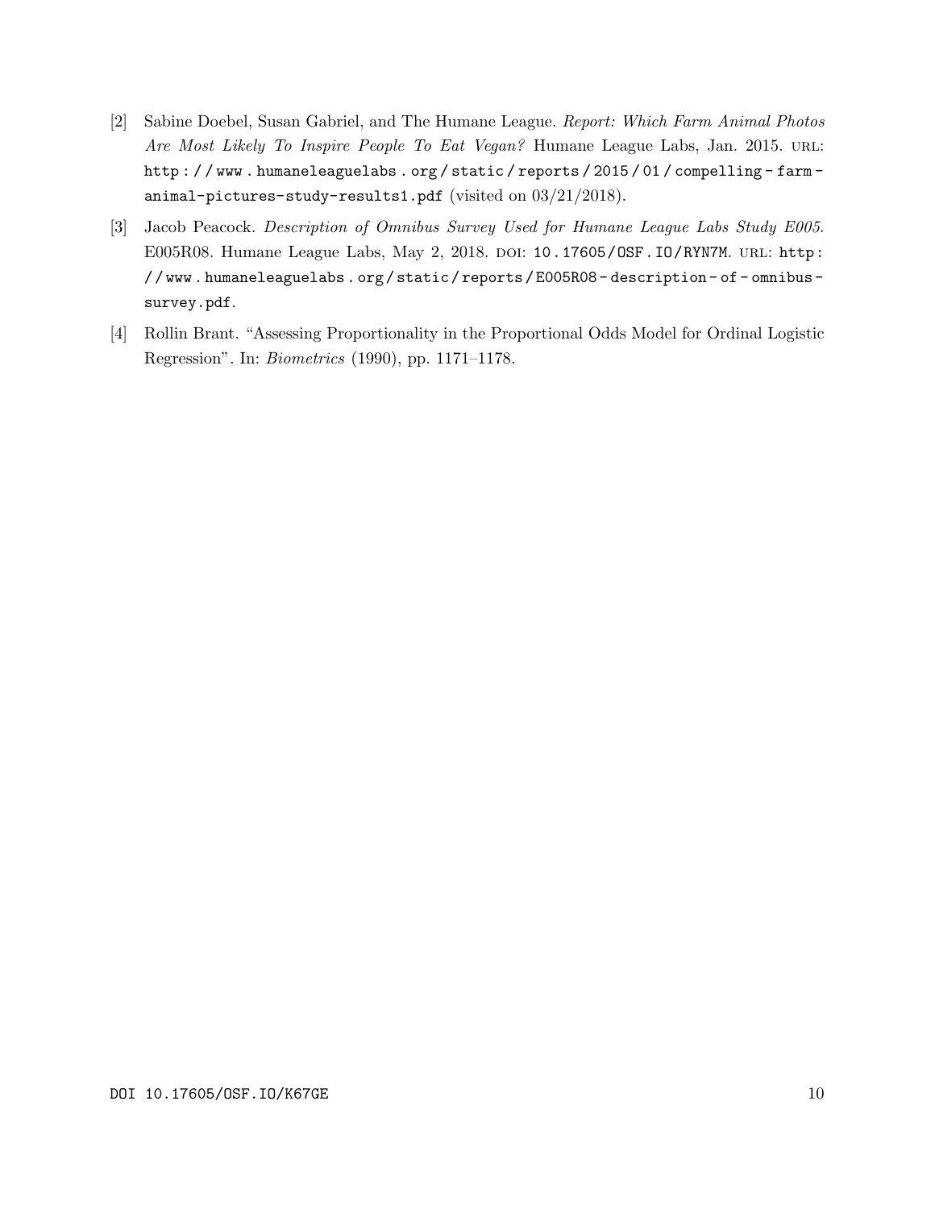[2] Sabine Doebel, Susan Gabriel, and The Humane League. *Report: Which Farm Animal Photos Are Most Likely To Inspire People To Eat Vegan?* Humane League Labs, Jan. 2015. URL: `http://www.humaneleaguelabs.org/static/reports/2015/01/compelling-farm-animal-pictures-study-results1.pdf` (visited on 03/21/2018).

[3] Jacob Peacock. *Description of Omnibus Survey Used for Humane League Labs Study E005.* E005R08. Humane League Labs, May 2, 2018. DOI: `10.17605/OSF.IO/RYN7M`. URL: `http://www.humaneleaguelabs.org/static/reports/E005R08-description-of-omnibus-survey.pdf`.

[4] Rollin Brant. "Assessing Proportionality in the Proportional Odds Model for Ordinal Logistic Regression". In: *Biometrics* (1990), pp. 1171–1178.